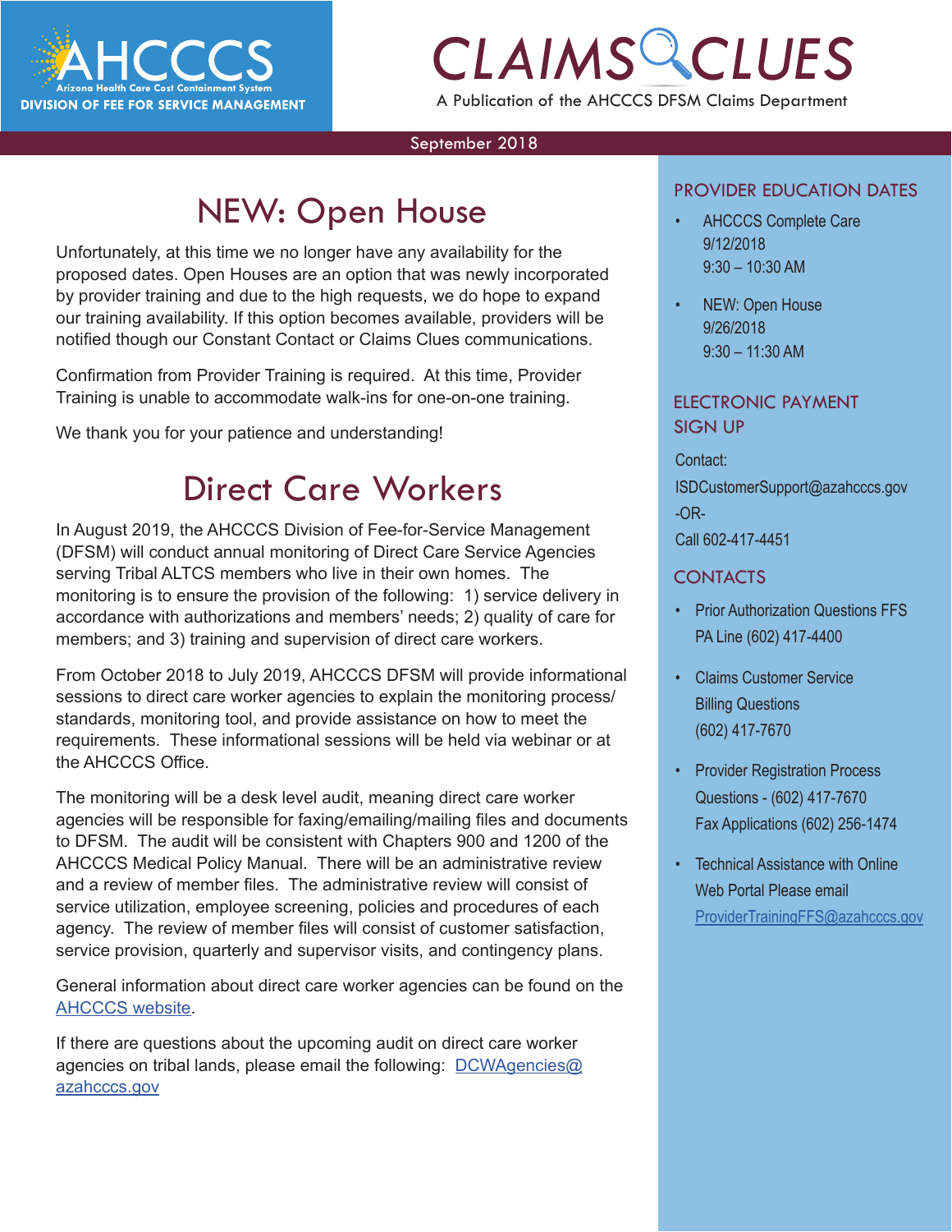AHCCCS
Arizona Health Care Cost Containment System
DIVISION OF FEE FOR SERVICE MANAGEMENT

# CLAIMS CLUES

A Publication of the AHCCCS DFSM Claims Department

September 2018

## NEW: Open House

Unfortunately, at this time we no longer have any availability for the proposed dates. Open Houses are an option that was newly incorporated by provider training and due to the high requests, we do hope to expand our training availability. If this option becomes available, providers will be notified though our Constant Contact or Claims Clues communications.

Confirmation from Provider Training is required. At this time, Provider Training is unable to accommodate walk-ins for one-on-one training.

We thank you for your patience and understanding!

## Direct Care Workers

In August 2019, the AHCCCS Division of Fee-for-Service Management (DFSM) will conduct annual monitoring of Direct Care Service Agencies serving Tribal ALTCS members who live in their own homes. The monitoring is to ensure the provision of the following: 1) service delivery in accordance with authorizations and members' needs; 2) quality of care for members; and 3) training and supervision of direct care workers.

From October 2018 to July 2019, AHCCCS DFSM will provide informational sessions to direct care worker agencies to explain the monitoring process/standards, monitoring tool, and provide assistance on how to meet the requirements. These informational sessions will be held via webinar or at the AHCCCS Office.

The monitoring will be a desk level audit, meaning direct care worker agencies will be responsible for faxing/emailing/mailing files and documents to DFSM. The audit will be consistent with Chapters 900 and 1200 of the AHCCCS Medical Policy Manual. There will be an administrative review and a review of member files. The administrative review will consist of service utilization, employee screening, policies and procedures of each agency. The review of member files will consist of customer satisfaction, service provision, quarterly and supervisor visits, and contingency plans.

General information about direct care worker agencies can be found on the AHCCCS website.

If there are questions about the upcoming audit on direct care worker agencies on tribal lands, please email the following: DCWAgencies@azahcccs.gov

### PROVIDER EDUCATION DATES

- AHCCCS Complete Care
  9/12/2018
  9:30 – 10:30 AM
- NEW: Open House
  9/26/2018
  9:30 – 11:30 AM

### ELECTRONIC PAYMENT SIGN UP

Contact:
ISDCustomerSupport@azahcccs.gov
-OR-
Call 602-417-4451

### CONTACTS

- Prior Authorization Questions FFS PA Line (602) 417-4400
- Claims Customer Service Billing Questions (602) 417-7670
- Provider Registration Process Questions - (602) 417-7670 Fax Applications (602) 256-1474
- Technical Assistance with Online Web Portal Please email ProviderTrainingFFS@azahcccs.gov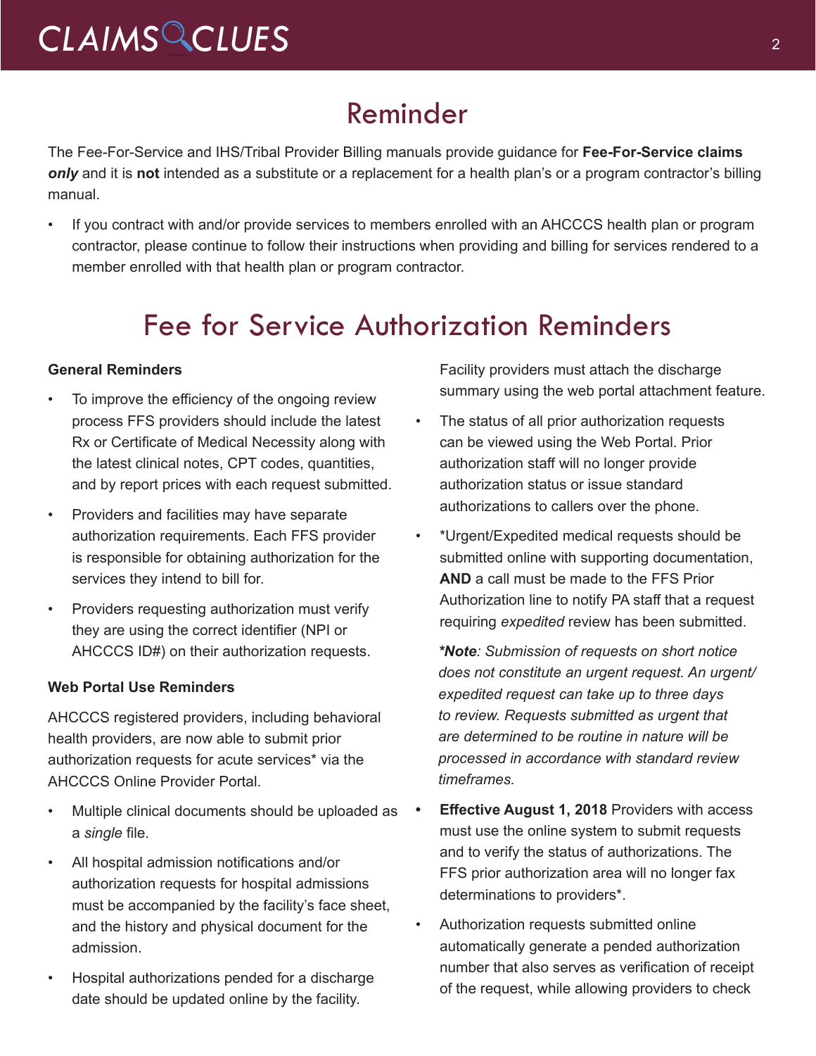# Reminder

The Fee-For-Service and IHS/Tribal Provider Billing manuals provide guidance for **Fee-For-Service claims *only*** and it is **not** intended as a substitute or a replacement for a health plan's or a program contractor's billing manual.

- If you contract with and/or provide services to members enrolled with an AHCCCS health plan or program contractor, please continue to follow their instructions when providing and billing for services rendered to a member enrolled with that health plan or program contractor.

# Fee for Service Authorization Reminders

**General Reminders**

- To improve the efficiency of the ongoing review process FFS providers should include the latest Rx or Certificate of Medical Necessity along with the latest clinical notes, CPT codes, quantities, and by report prices with each request submitted.
- Providers and facilities may have separate authorization requirements. Each FFS provider is responsible for obtaining authorization for the services they intend to bill for.
- Providers requesting authorization must verify they are using the correct identifier (NPI or AHCCCS ID#) on their authorization requests.

**Web Portal Use Reminders**

AHCCCS registered providers, including behavioral health providers, are now able to submit prior authorization requests for acute services* via the AHCCCS Online Provider Portal.

- Multiple clinical documents should be uploaded as a *single* file.
- All hospital admission notifications and/or authorization requests for hospital admissions must be accompanied by the facility's face sheet, and the history and physical document for the admission.
- Hospital authorizations pended for a discharge date should be updated online by the facility. Facility providers must attach the discharge summary using the web portal attachment feature.
- The status of all prior authorization requests can be viewed using the Web Portal. Prior authorization staff will no longer provide authorization status or issue standard authorizations to callers over the phone.
- *Urgent/Expedited medical requests should be submitted online with supporting documentation, **AND** a call must be made to the FFS Prior Authorization line to notify PA staff that a request requiring *expedited* review has been submitted.

  ***Note**: Submission of requests on short notice does not constitute an urgent request. An urgent/expedited request can take up to three days to review. Requests submitted as urgent that are determined to be routine in nature will be processed in accordance with standard review timeframes.*

- **Effective August 1, 2018** Providers with access must use the online system to submit requests and to verify the status of authorizations. The FFS prior authorization area will no longer fax determinations to providers*.
- Authorization requests submitted online automatically generate a pended authorization number that also serves as verification of receipt of the request, while allowing providers to check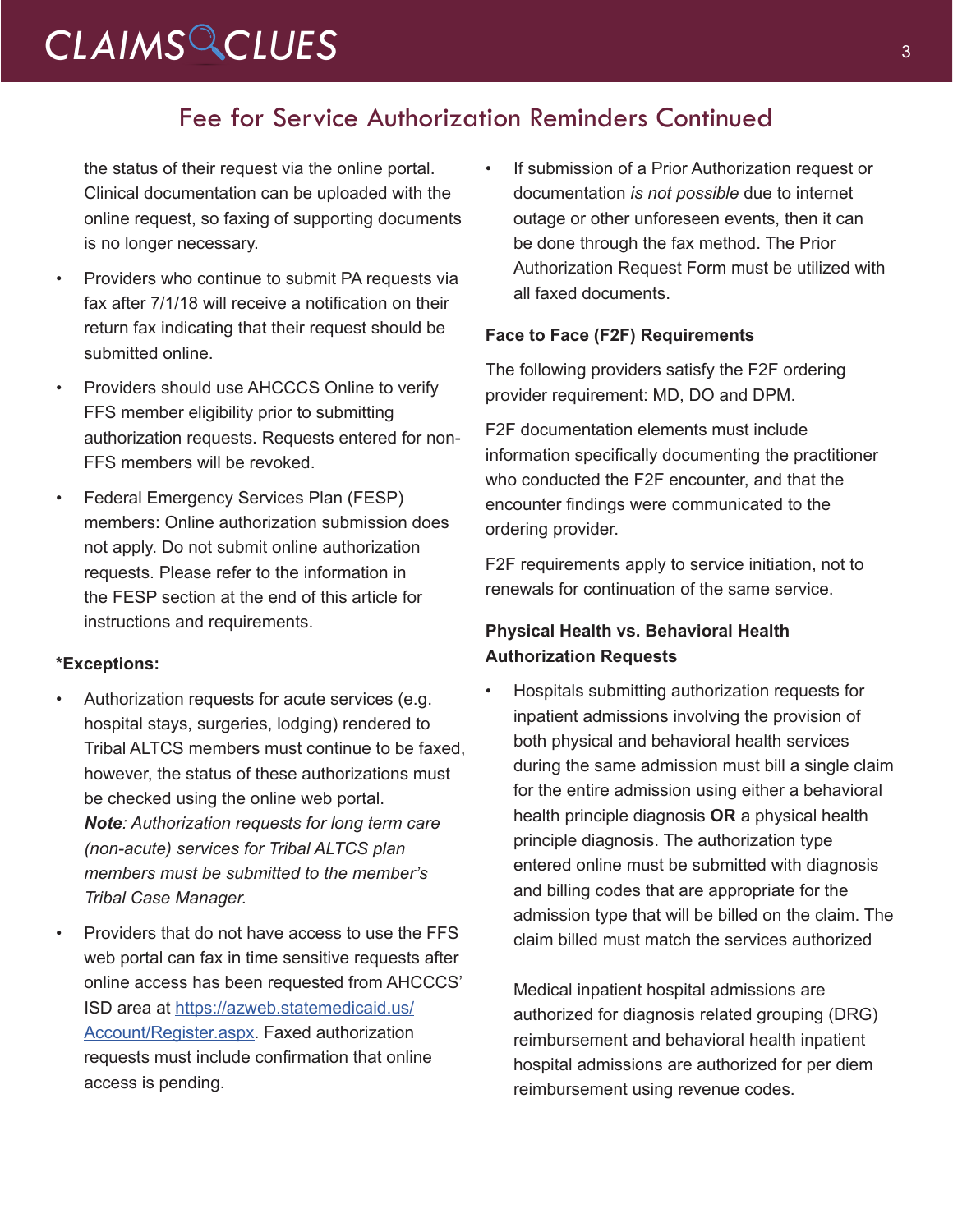## Fee for Service Authorization Reminders Continued

the status of their request via the online portal. Clinical documentation can be uploaded with the online request, so faxing of supporting documents is no longer necessary.

- Providers who continue to submit PA requests via fax after 7/1/18 will receive a notification on their return fax indicating that their request should be submitted online.
- Providers should use AHCCCS Online to verify FFS member eligibility prior to submitting authorization requests. Requests entered for non-FFS members will be revoked.
- Federal Emergency Services Plan (FESP) members: Online authorization submission does not apply. Do not submit online authorization requests. Please refer to the information in the FESP section at the end of this article for instructions and requirements.

**\*Exceptions:**

- Authorization requests for acute services (e.g. hospital stays, surgeries, lodging) rendered to Tribal ALTCS members must continue to be faxed, however, the status of these authorizations must be checked using the online web portal. ***Note**: Authorization requests for long term care (non-acute) services for Tribal ALTCS plan members must be submitted to the member's Tribal Case Manager.*
- Providers that do not have access to use the FFS web portal can fax in time sensitive requests after online access has been requested from AHCCCS' ISD area at [https://azweb.statemedicaid.us/Account/Register.aspx](https://azweb.statemedicaid.us/Account/Register.aspx). Faxed authorization requests must include confirmation that online access is pending.
- If submission of a Prior Authorization request or documentation *is not possible* due to internet outage or other unforeseen events, then it can be done through the fax method. The Prior Authorization Request Form must be utilized with all faxed documents.

**Face to Face (F2F) Requirements**

The following providers satisfy the F2F ordering provider requirement: MD, DO and DPM.

F2F documentation elements must include information specifically documenting the practitioner who conducted the F2F encounter, and that the encounter findings were communicated to the ordering provider.

F2F requirements apply to service initiation, not to renewals for continuation of the same service.

**Physical Health vs. Behavioral Health Authorization Requests**

- Hospitals submitting authorization requests for inpatient admissions involving the provision of both physical and behavioral health services during the same admission must bill a single claim for the entire admission using either a behavioral health principle diagnosis **OR** a physical health principle diagnosis. The authorization type entered online must be submitted with diagnosis and billing codes that are appropriate for the admission type that will be billed on the claim. The claim billed must match the services authorized

  Medical inpatient hospital admissions are authorized for diagnosis related grouping (DRG) reimbursement and behavioral health inpatient hospital admissions are authorized for per diem reimbursement using revenue codes.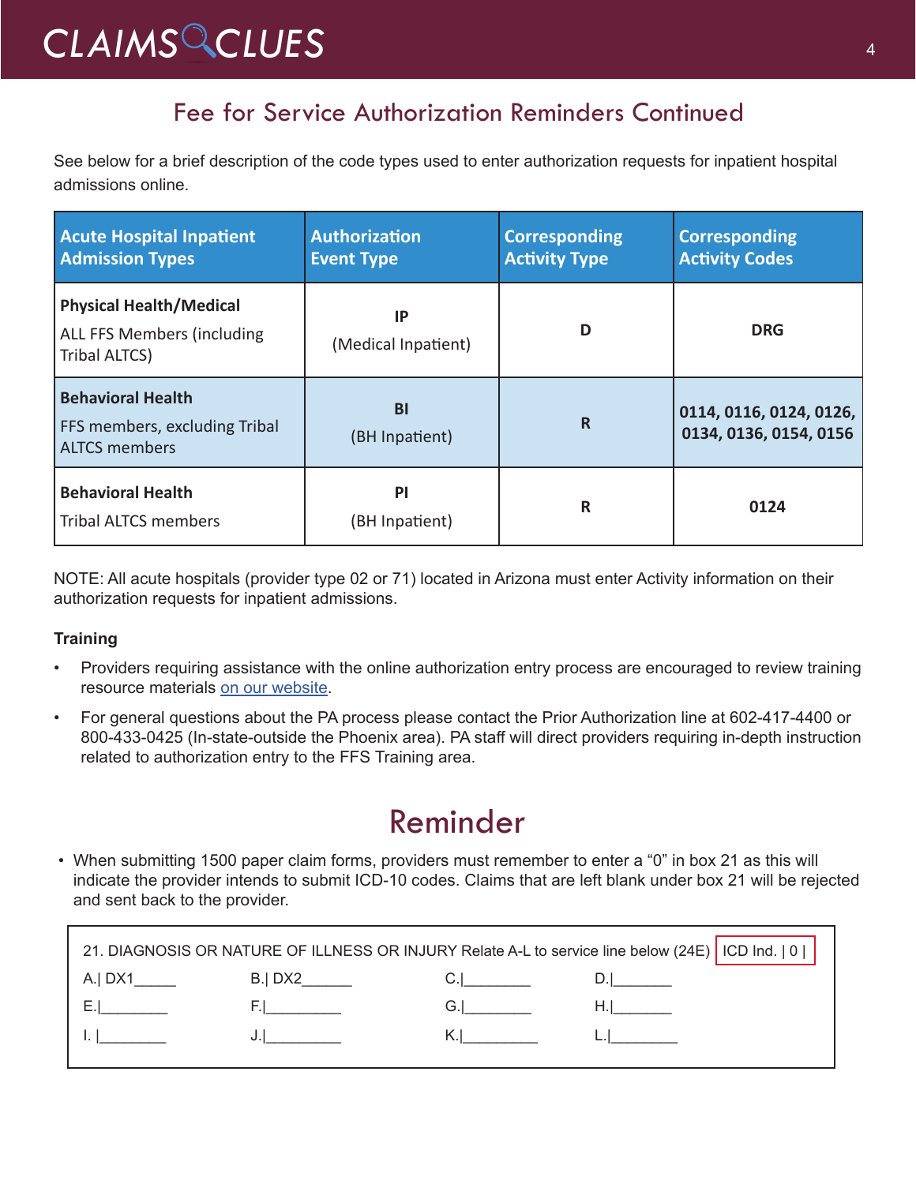## Fee for Service Authorization Reminders Continued

See below for a brief description of the code types used to enter authorization requests for inpatient hospital admissions online.

| Acute Hospital Inpatient Admission Types | Authorization Event Type | Corresponding Activity Type | Corresponding Activity Codes |
|---|---|---|---|
| **Physical Health/Medical** ALL FFS Members (including Tribal ALTCS) | **IP** (Medical Inpatient) | **D** | **DRG** |
| **Behavioral Health** FFS members, excluding Tribal ALTCS members | **BI** (BH Inpatient) | **R** | **0114, 0116, 0124, 0126, 0134, 0136, 0154, 0156** |
| **Behavioral Health** Tribal ALTCS members | **PI** (BH Inpatient) | **R** | **0124** |

NOTE: All acute hospitals (provider type 02 or 71) located in Arizona must enter Activity information on their authorization requests for inpatient admissions.

**Training**

- Providers requiring assistance with the online authorization entry process are encouraged to review training resource materials on our website.
- For general questions about the PA process please contact the Prior Authorization line at 602-417-4400 or 800-433-0425 (In-state-outside the Phoenix area). PA staff will direct providers requiring in-depth instruction related to authorization entry to the FFS Training area.

## Reminder

- When submitting 1500 paper claim forms, providers must remember to enter a "0" in box 21 as this will indicate the provider intends to submit ICD-10 codes. Claims that are left blank under box 21 will be rejected and sent back to the provider.

```
21. DIAGNOSIS OR NATURE OF ILLNESS OR INJURY Relate A-L to service line below (24E)   ICD Ind. | 0 |
A.| DX1_____        B.| DX2______        C.|________        D.|_______
E.|________         F.|_________         G.|________        H.|_______
I. |________        J.|_________         K.|_________       L.|________
```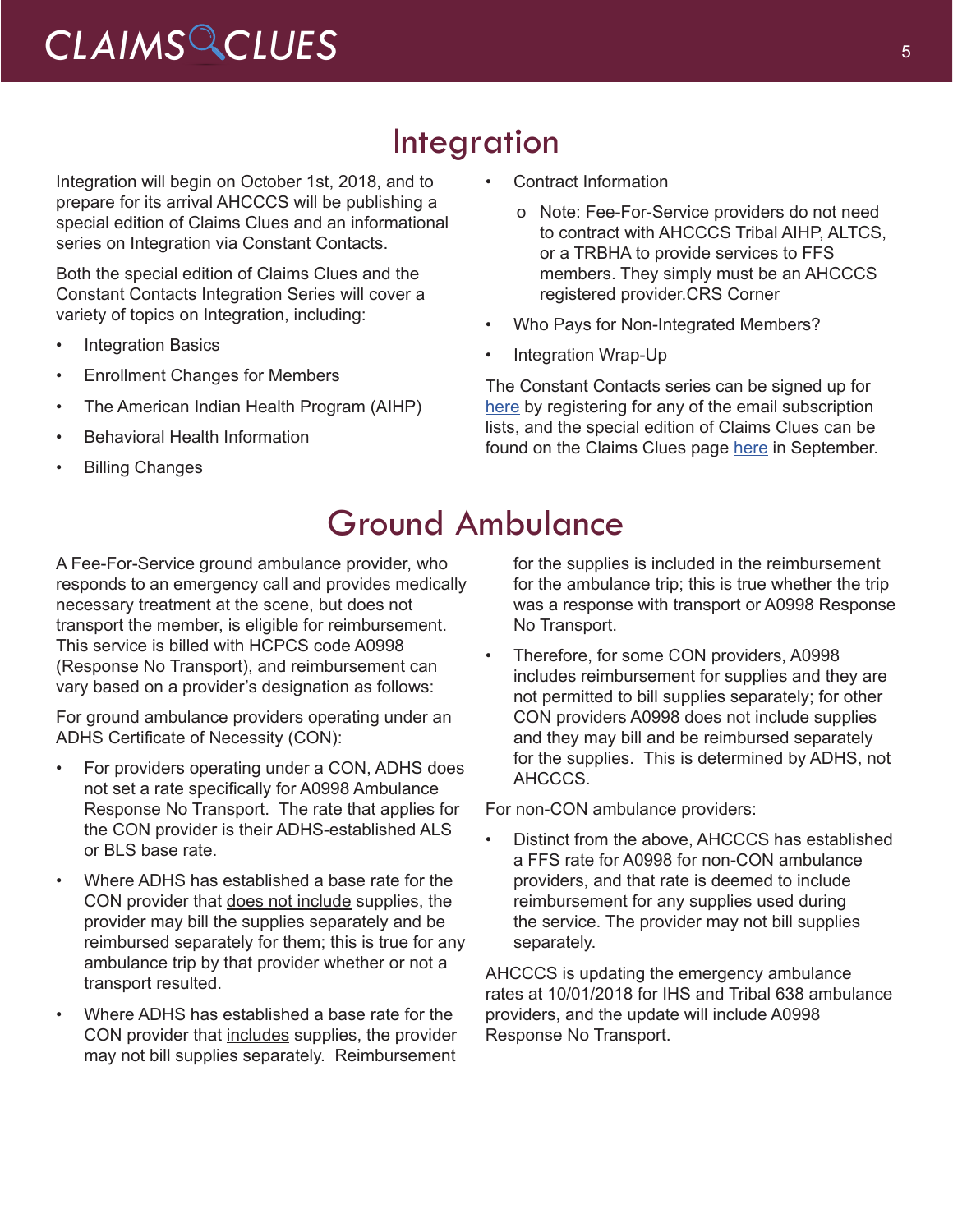# Integration

Integration will begin on October 1st, 2018, and to prepare for its arrival AHCCCS will be publishing a special edition of Claims Clues and an informational series on Integration via Constant Contacts.

Both the special edition of Claims Clues and the Constant Contacts Integration Series will cover a variety of topics on Integration, including:

- Integration Basics
- Enrollment Changes for Members
- The American Indian Health Program (AIHP)
- Behavioral Health Information
- Billing Changes
- Contract Information
    - o Note: Fee-For-Service providers do not need to contract with AHCCCS Tribal AIHP, ALTCS, or a TRBHA to provide services to FFS members. They simply must be an AHCCCS registered provider.CRS Corner
- Who Pays for Non-Integrated Members?
- Integration Wrap-Up

The Constant Contacts series can be signed up for here by registering for any of the email subscription lists, and the special edition of Claims Clues can be found on the Claims Clues page here in September.

# Ground Ambulance

A Fee-For-Service ground ambulance provider, who responds to an emergency call and provides medically necessary treatment at the scene, but does not transport the member, is eligible for reimbursement. This service is billed with HCPCS code A0998 (Response No Transport), and reimbursement can vary based on a provider's designation as follows:

For ground ambulance providers operating under an ADHS Certificate of Necessity (CON):

- For providers operating under a CON, ADHS does not set a rate specifically for A0998 Ambulance Response No Transport. The rate that applies for the CON provider is their ADHS-established ALS or BLS base rate.
- Where ADHS has established a base rate for the CON provider that does not include supplies, the provider may bill the supplies separately and be reimbursed separately for them; this is true for any ambulance trip by that provider whether or not a transport resulted.
- Where ADHS has established a base rate for the CON provider that includes supplies, the provider may not bill supplies separately. Reimbursement for the supplies is included in the reimbursement for the ambulance trip; this is true whether the trip was a response with transport or A0998 Response No Transport.
- Therefore, for some CON providers, A0998 includes reimbursement for supplies and they are not permitted to bill supplies separately; for other CON providers A0998 does not include supplies and they may bill and be reimbursed separately for the supplies. This is determined by ADHS, not AHCCCS.

For non-CON ambulance providers:

- Distinct from the above, AHCCCS has established a FFS rate for A0998 for non-CON ambulance providers, and that rate is deemed to include reimbursement for any supplies used during the service. The provider may not bill supplies separately.

AHCCCS is updating the emergency ambulance rates at 10/01/2018 for IHS and Tribal 638 ambulance providers, and the update will include A0998 Response No Transport.